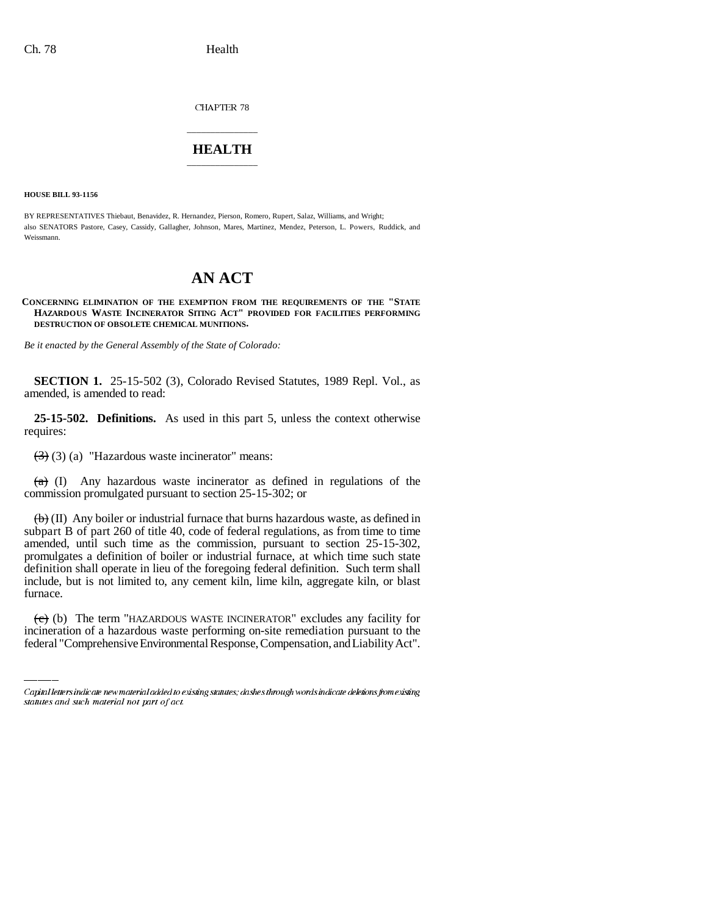CHAPTER 78

# HEALTH

**HOUSE BILL 93-1156**

BY REPRESENTATIVES Thiebaut, Benavidez, R. Hernandez, Pierson, Romero, Rupert, Salaz, Williams, and Wright;
also SENATORS Pastore, Casey, Cassidy, Gallagher, Johnson, Mares, Martinez, Mendez, Peterson, L. Powers, Ruddick, and Weissmann.

# AN ACT

**CONCERNING ELIMINATION OF THE EXEMPTION FROM THE REQUIREMENTS OF THE "STATE HAZARDOUS WASTE INCINERATOR SITING ACT" PROVIDED FOR FACILITIES PERFORMING DESTRUCTION OF OBSOLETE CHEMICAL MUNITIONS.**

*Be it enacted by the General Assembly of the State of Colorado:*

**SECTION 1.** 25-15-502 (3), Colorado Revised Statutes, 1989 Repl. Vol., as amended, is amended to read:

**25-15-502. Definitions.** As used in this part 5, unless the context otherwise requires:

~~(3)~~ (3) (a) "Hazardous waste incinerator" means:

~~(a)~~ (I) Any hazardous waste incinerator as defined in regulations of the commission promulgated pursuant to section 25-15-302; or

~~(b)~~ (II) Any boiler or industrial furnace that burns hazardous waste, as defined in subpart B of part 260 of title 40, code of federal regulations, as from time to time amended, until such time as the commission, pursuant to section 25-15-302, promulgates a definition of boiler or industrial furnace, at which time such state definition shall operate in lieu of the foregoing federal definition. Such term shall include, but is not limited to, any cement kiln, lime kiln, aggregate kiln, or blast furnace.

~~(c)~~ (b) The term "HAZARDOUS WASTE INCINERATOR" excludes any facility for incineration of a hazardous waste performing on-site remediation pursuant to the federal "Comprehensive Environmental Response, Compensation, and Liability Act".

Capital letters indicate new material added to existing statutes; dashes through words indicate deletions from existing statutes and such material not part of act.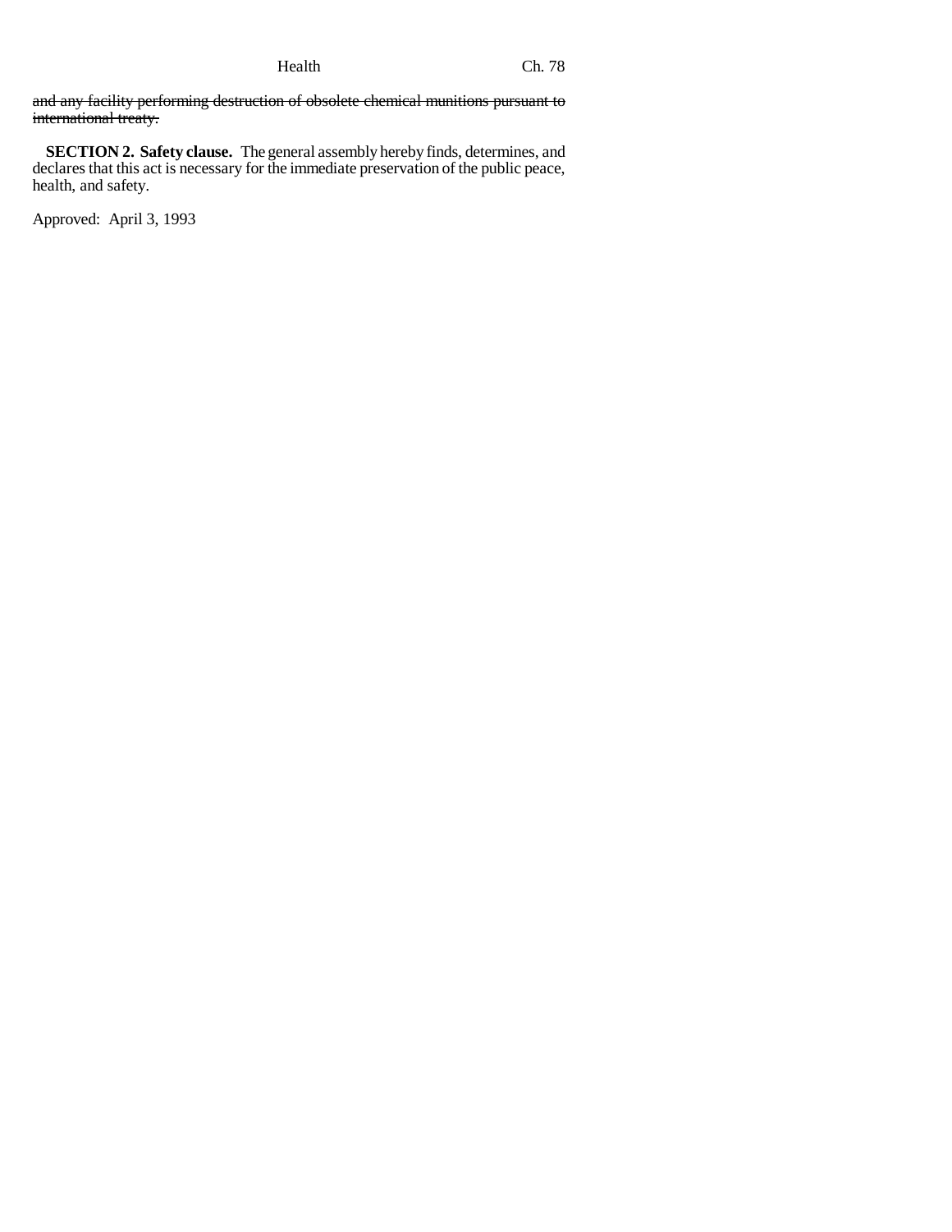~~and any facility performing destruction of obsolete chemical munitions pursuant to international treaty.~~

**SECTION 2. Safety clause.** The general assembly hereby finds, determines, and declares that this act is necessary for the immediate preservation of the public peace, health, and safety.

Approved: April 3, 1993